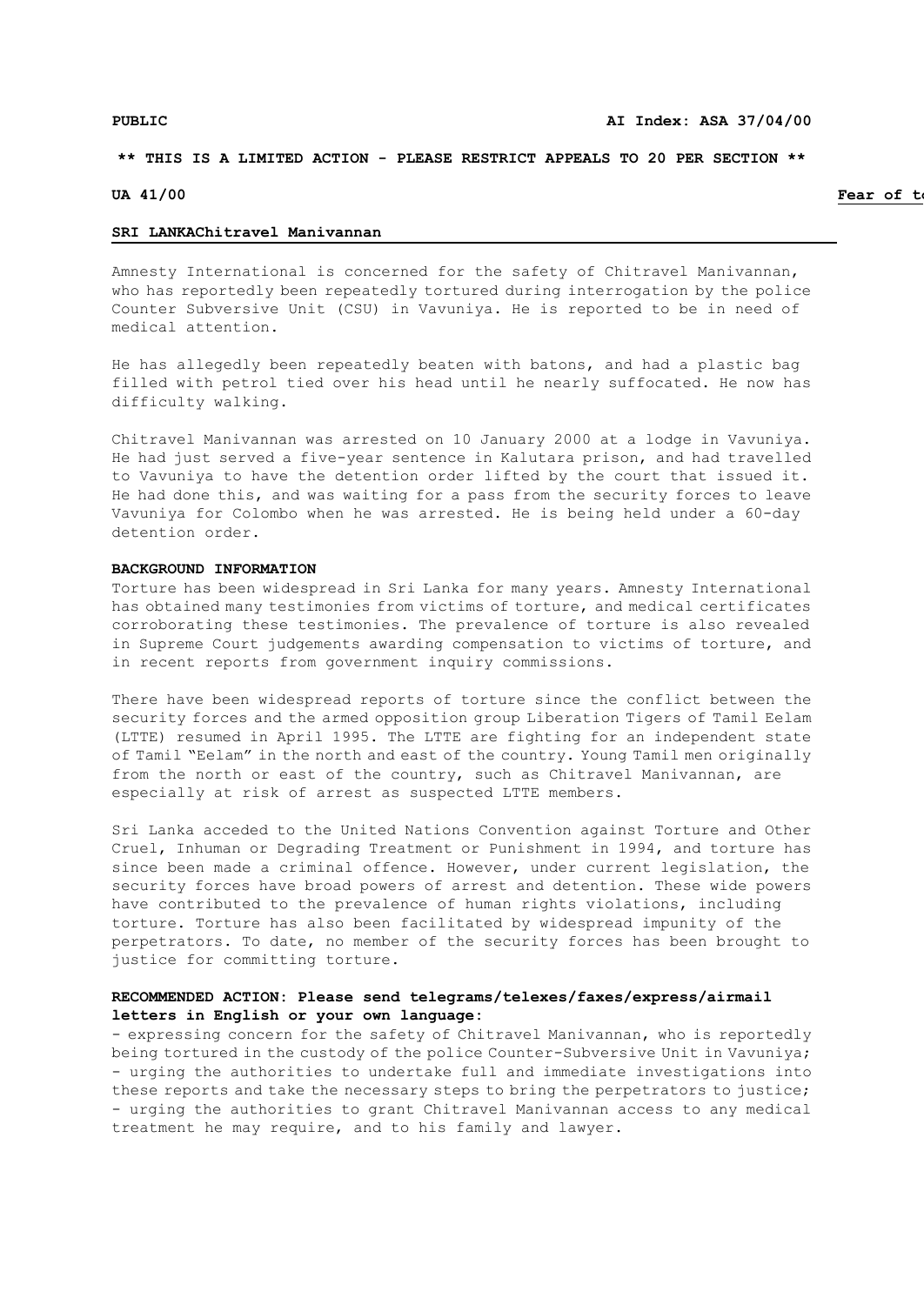**PUBLIC** **AI Index: ASA 37/04/00**

**\*\* THIS IS A LIMITED ACTION - PLEASE RESTRICT APPEALS TO 20 PER SECTION \*\***

**UA 41/00** **Fear of to**

**SRI LANKAChitravel Manivannan**

Amnesty International is concerned for the safety of Chitravel Manivannan, who has reportedly been repeatedly tortured during interrogation by the police Counter Subversive Unit (CSU) in Vavuniya. He is reported to be in need of medical attention.

He has allegedly been repeatedly beaten with batons, and had a plastic bag filled with petrol tied over his head until he nearly suffocated. He now has difficulty walking.

Chitravel Manivannan was arrested on 10 January 2000 at a lodge in Vavuniya. He had just served a five-year sentence in Kalutara prison, and had travelled to Vavuniya to have the detention order lifted by the court that issued it. He had done this, and was waiting for a pass from the security forces to leave Vavuniya for Colombo when he was arrested. He is being held under a 60-day detention order.

**BACKGROUND INFORMATION**

Torture has been widespread in Sri Lanka for many years. Amnesty International has obtained many testimonies from victims of torture, and medical certificates corroborating these testimonies. The prevalence of torture is also revealed in Supreme Court judgements awarding compensation to victims of torture, and in recent reports from government inquiry commissions.

There have been widespread reports of torture since the conflict between the security forces and the armed opposition group Liberation Tigers of Tamil Eelam (LTTE) resumed in April 1995. The LTTE are fighting for an independent state of Tamil "Eelam" in the north and east of the country. Young Tamil men originally from the north or east of the country, such as Chitravel Manivannan, are especially at risk of arrest as suspected LTTE members.

Sri Lanka acceded to the United Nations Convention against Torture and Other Cruel, Inhuman or Degrading Treatment or Punishment in 1994, and torture has since been made a criminal offence. However, under current legislation, the security forces have broad powers of arrest and detention. These wide powers have contributed to the prevalence of human rights violations, including torture. Torture has also been facilitated by widespread impunity of the perpetrators. To date, no member of the security forces has been brought to justice for committing torture.

**RECOMMENDED ACTION: Please send telegrams/telexes/faxes/express/airmail letters in English or your own language:**

- expressing concern for the safety of Chitravel Manivannan, who is reportedly being tortured in the custody of the police Counter-Subversive Unit in Vavuniya;
- urging the authorities to undertake full and immediate investigations into these reports and take the necessary steps to bring the perpetrators to justice;
- urging the authorities to grant Chitravel Manivannan access to any medical treatment he may require, and to his family and lawyer.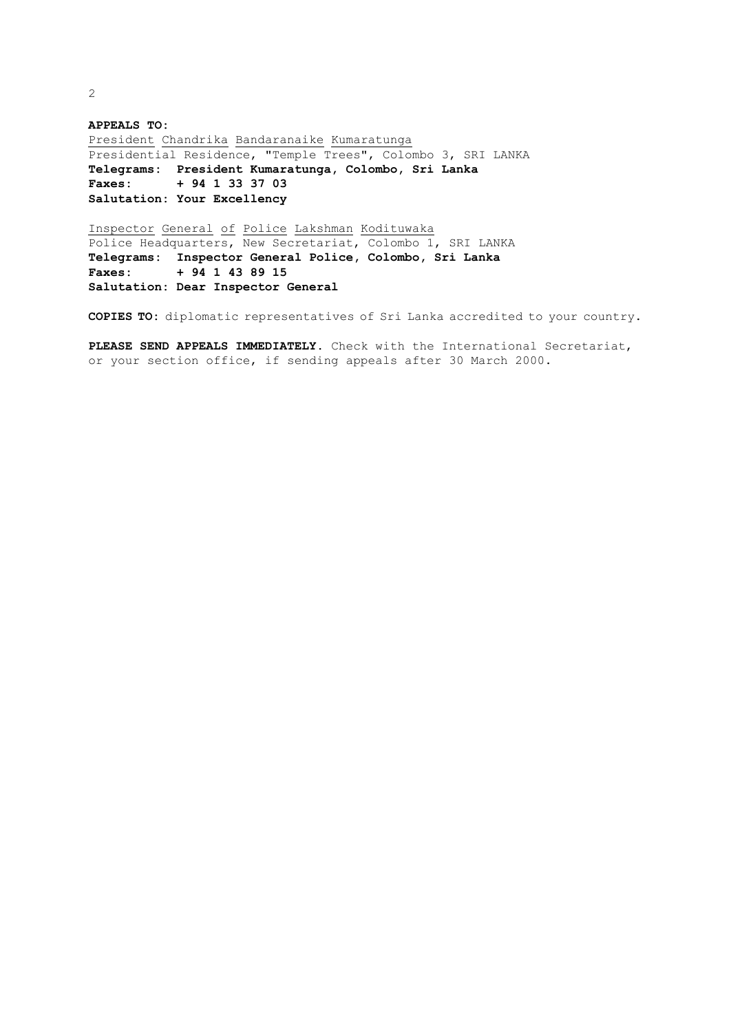**APPEALS TO:**

President Chandrika Bandaranaike Kumaratunga
Presidential Residence, "Temple Trees", Colombo 3, SRI LANKA
**Telegrams: President Kumaratunga, Colombo, Sri Lanka**
**Faxes: + 94 1 33 37 03**
**Salutation: Your Excellency**

Inspector General of Police Lakshman Kodituwaka
Police Headquarters, New Secretariat, Colombo 1, SRI LANKA
**Telegrams: Inspector General Police, Colombo, Sri Lanka**
**Faxes: + 94 1 43 89 15**
**Salutation: Dear Inspector General**

**COPIES TO:** diplomatic representatives of Sri Lanka accredited to your country.

**PLEASE SEND APPEALS IMMEDIATELY.** Check with the International Secretariat, or your section office, if sending appeals after 30 March 2000.